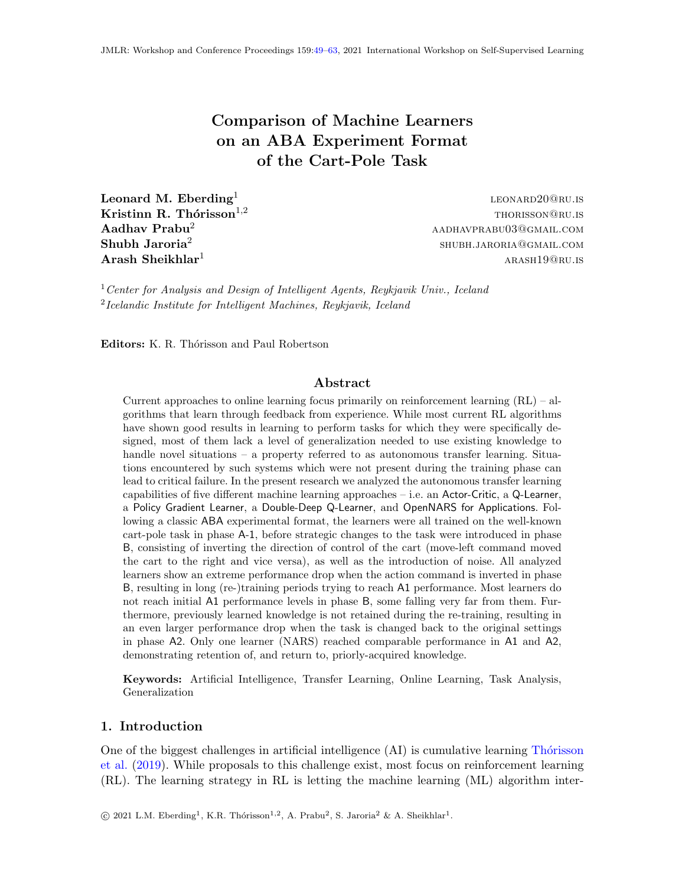# Comparison of Machine Learners on an ABA Experiment Format of the Cart-Pole Task

**Leonard M. Eberding**[1] leonard20@ru.is
**Kristinn R. Thórisson**[1,2] thorisson@ru.is
**Aadhav Prabu**[2] aadhavprabu03@gmail.com
**Shubh Jaroria**[2] shubh.jaroria@gmail.com
**Arash Sheikhlar**[1] arash19@ru.is

[1]*Center for Analysis and Design of Intelligent Agents, Reykjavik Univ., Iceland*
[2]*Icelandic Institute for Intelligent Machines, Reykjavik, Iceland*

**Editors:** K. R. Thórisson and Paul Robertson

## Abstract

Current approaches to online learning focus primarily on reinforcement learning (RL) – algorithms that learn through feedback from experience. While most current RL algorithms have shown good results in learning to perform tasks for which they were specifically designed, most of them lack a level of generalization needed to use existing knowledge to handle novel situations – a property referred to as autonomous transfer learning. Situations encountered by such systems which were not present during the training phase can lead to critical failure. In the present research we analyzed the autonomous transfer learning capabilities of five different machine learning approaches – i.e. an Actor-Critic, a Q-Learner, a Policy Gradient Learner, a Double-Deep Q-Learner, and OpenNARS for Applications. Following a classic ABA experimental format, the learners were all trained on the well-known cart-pole task in phase A-1, before strategic changes to the task were introduced in phase B, consisting of inverting the direction of control of the cart (move-left command moved the cart to the right and vice versa), as well as the introduction of noise. All analyzed learners show an extreme performance drop when the action command is inverted in phase B, resulting in long (re-)training periods trying to reach A1 performance. Most learners do not reach initial A1 performance levels in phase B, some falling very far from them. Furthermore, previously learned knowledge is not retained during the re-training, resulting in an even larger performance drop when the task is changed back to the original settings in phase A2. Only one learner (NARS) reached comparable performance in A1 and A2, demonstrating retention of, and return to, priorly-acquired knowledge.

**Keywords:** Artificial Intelligence, Transfer Learning, Online Learning, Task Analysis, Generalization

## 1. Introduction

One of the biggest challenges in artificial intelligence (AI) is cumulative learning Thórisson et al. (2019). While proposals to this challenge exist, most focus on reinforcement learning (RL). The learning strategy in RL is letting the machine learning (ML) algorithm inter-

© 2021 L.M. Eberding[1], K.R. Thórisson[1,2], A. Prabu[2], S. Jaroria[2] & A. Sheikhlar[1].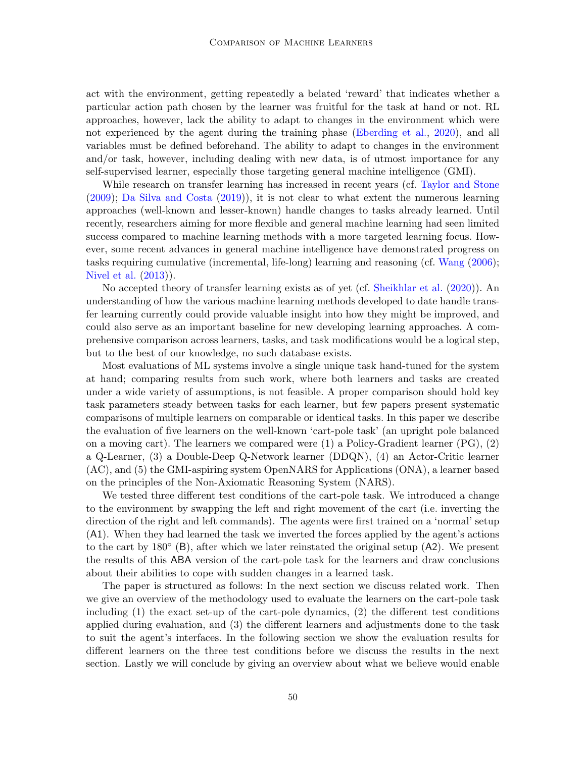act with the environment, getting repeatedly a belated 'reward' that indicates whether a particular action path chosen by the learner was fruitful for the task at hand or not. RL approaches, however, lack the ability to adapt to changes in the environment which were not experienced by the agent during the training phase (Eberding et al., 2020), and all variables must be defined beforehand. The ability to adapt to changes in the environment and/or task, however, including dealing with new data, is of utmost importance for any self-supervised learner, especially those targeting general machine intelligence (GMI).

While research on transfer learning has increased in recent years (cf. Taylor and Stone (2009); Da Silva and Costa (2019)), it is not clear to what extent the numerous learning approaches (well-known and lesser-known) handle changes to tasks already learned. Until recently, researchers aiming for more flexible and general machine learning had seen limited success compared to machine learning methods with a more targeted learning focus. However, some recent advances in general machine intelligence have demonstrated progress on tasks requiring cumulative (incremental, life-long) learning and reasoning (cf. Wang (2006); Nivel et al. (2013)).

No accepted theory of transfer learning exists as of yet (cf. Sheikhlar et al. (2020)). An understanding of how the various machine learning methods developed to date handle transfer learning currently could provide valuable insight into how they might be improved, and could also serve as an important baseline for new developing learning approaches. A comprehensive comparison across learners, tasks, and task modifications would be a logical step, but to the best of our knowledge, no such database exists.

Most evaluations of ML systems involve a single unique task hand-tuned for the system at hand; comparing results from such work, where both learners and tasks are created under a wide variety of assumptions, is not feasible. A proper comparison should hold key task parameters steady between tasks for each learner, but few papers present systematic comparisons of multiple learners on comparable or identical tasks. In this paper we describe the evaluation of five learners on the well-known 'cart-pole task' (an upright pole balanced on a moving cart). The learners we compared were (1) a Policy-Gradient learner (PG), (2) a Q-Learner, (3) a Double-Deep Q-Network learner (DDQN), (4) an Actor-Critic learner (AC), and (5) the GMI-aspiring system OpenNARS for Applications (ONA), a learner based on the principles of the Non-Axiomatic Reasoning System (NARS).

We tested three different test conditions of the cart-pole task. We introduced a change to the environment by swapping the left and right movement of the cart (i.e. inverting the direction of the right and left commands). The agents were first trained on a 'normal' setup (A1). When they had learned the task we inverted the forces applied by the agent's actions to the cart by 180° (B), after which we later reinstated the original setup (A2). We present the results of this ABA version of the cart-pole task for the learners and draw conclusions about their abilities to cope with sudden changes in a learned task.

The paper is structured as follows: In the next section we discuss related work. Then we give an overview of the methodology used to evaluate the learners on the cart-pole task including (1) the exact set-up of the cart-pole dynamics, (2) the different test conditions applied during evaluation, and (3) the different learners and adjustments done to the task to suit the agent's interfaces. In the following section we show the evaluation results for different learners on the three test conditions before we discuss the results in the next section. Lastly we will conclude by giving an overview about what we believe would enable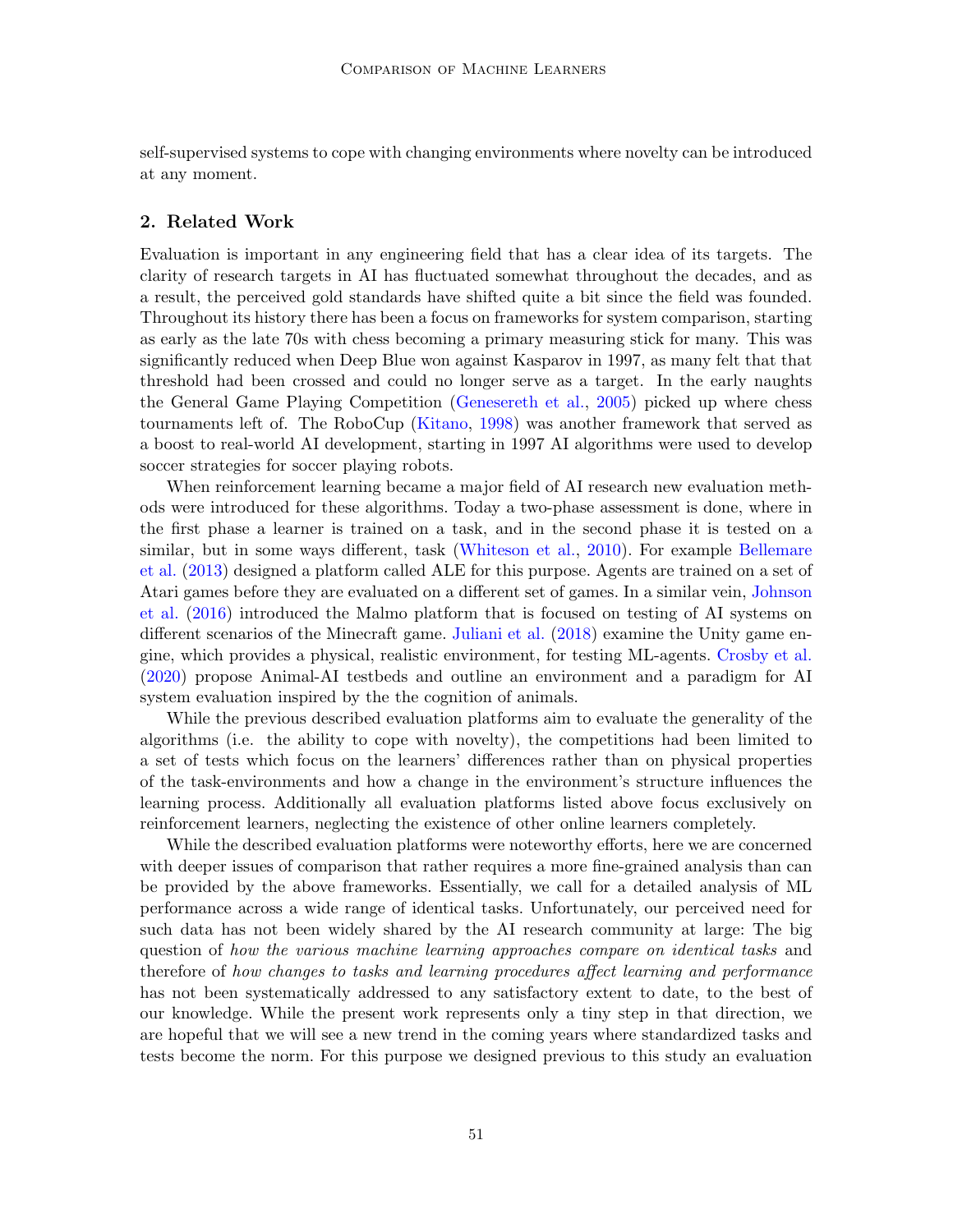self-supervised systems to cope with changing environments where novelty can be introduced at any moment.

## 2. Related Work

Evaluation is important in any engineering field that has a clear idea of its targets. The clarity of research targets in AI has fluctuated somewhat throughout the decades, and as a result, the perceived gold standards have shifted quite a bit since the field was founded. Throughout its history there has been a focus on frameworks for system comparison, starting as early as the late 70s with chess becoming a primary measuring stick for many. This was significantly reduced when Deep Blue won against Kasparov in 1997, as many felt that that threshold had been crossed and could no longer serve as a target. In the early naughts the General Game Playing Competition (Genesereth et al., 2005) picked up where chess tournaments left of. The RoboCup (Kitano, 1998) was another framework that served as a boost to real-world AI development, starting in 1997 AI algorithms were used to develop soccer strategies for soccer playing robots.

When reinforcement learning became a major field of AI research new evaluation methods were introduced for these algorithms. Today a two-phase assessment is done, where in the first phase a learner is trained on a task, and in the second phase it is tested on a similar, but in some ways different, task (Whiteson et al., 2010). For example Bellemare et al. (2013) designed a platform called ALE for this purpose. Agents are trained on a set of Atari games before they are evaluated on a different set of games. In a similar vein, Johnson et al. (2016) introduced the Malmo platform that is focused on testing of AI systems on different scenarios of the Minecraft game. Juliani et al. (2018) examine the Unity game engine, which provides a physical, realistic environment, for testing ML-agents. Crosby et al. (2020) propose Animal-AI testbeds and outline an environment and a paradigm for AI system evaluation inspired by the the cognition of animals.

While the previous described evaluation platforms aim to evaluate the generality of the algorithms (i.e. the ability to cope with novelty), the competitions had been limited to a set of tests which focus on the learners' differences rather than on physical properties of the task-environments and how a change in the environment's structure influences the learning process. Additionally all evaluation platforms listed above focus exclusively on reinforcement learners, neglecting the existence of other online learners completely.

While the described evaluation platforms were noteworthy efforts, here we are concerned with deeper issues of comparison that rather requires a more fine-grained analysis than can be provided by the above frameworks. Essentially, we call for a detailed analysis of ML performance across a wide range of identical tasks. Unfortunately, our perceived need for such data has not been widely shared by the AI research community at large: The big question of *how the various machine learning approaches compare on identical tasks* and therefore of *how changes to tasks and learning procedures affect learning and performance* has not been systematically addressed to any satisfactory extent to date, to the best of our knowledge. While the present work represents only a tiny step in that direction, we are hopeful that we will see a new trend in the coming years where standardized tasks and tests become the norm. For this purpose we designed previous to this study an evaluation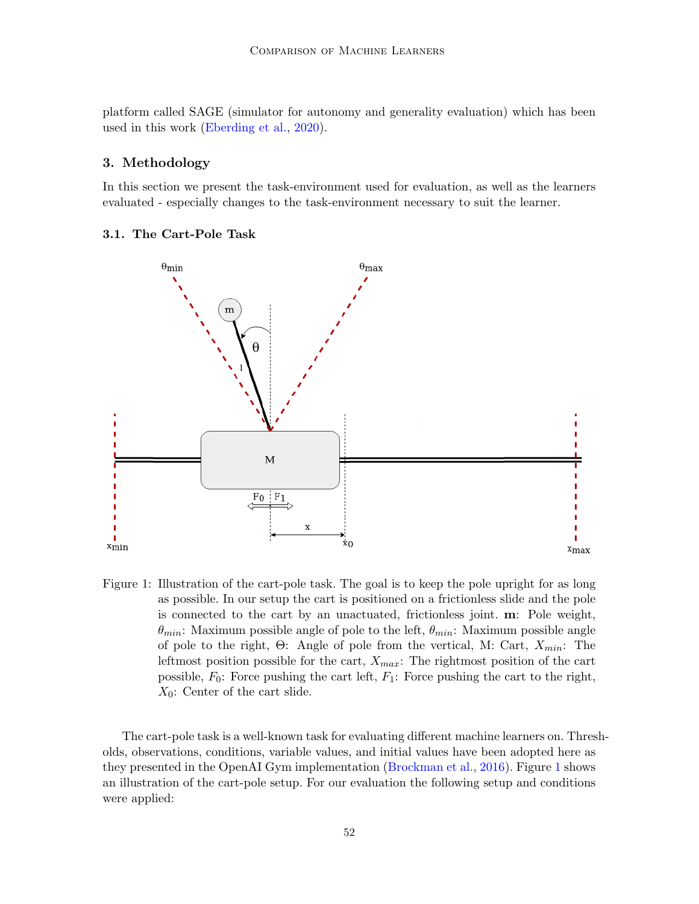platform called SAGE (simulator for autonomy and generality evaluation) which has been used in this work (Eberding et al., 2020).

## 3. Methodology

In this section we present the task-environment used for evaluation, as well as the learners evaluated - especially changes to the task-environment necessary to suit the learner.

### 3.1. The Cart-Pole Task

Figure 1: Illustration of the cart-pole task. The goal is to keep the pole upright for as long as possible. In our setup the cart is positioned on a frictionless slide and the pole is connected to the cart by an unactuated, frictionless joint. **m**: Pole weight, $\theta_{min}$: Maximum possible angle of pole to the left, $\theta_{min}$: Maximum possible angle of pole to the right, $\Theta$: Angle of pole from the vertical, M: Cart, $X_{min}$: The leftmost position possible for the cart, $X_{max}$: The rightmost position of the cart possible, $F_0$: Force pushing the cart left, $F_1$: Force pushing the cart to the right, $X_0$: Center of the cart slide.

The cart-pole task is a well-known task for evaluating different machine learners on. Thresholds, observations, conditions, variable values, and initial values have been adopted here as they presented in the OpenAI Gym implementation (Brockman et al., 2016). Figure 1 shows an illustration of the cart-pole setup. For our evaluation the following setup and conditions were applied: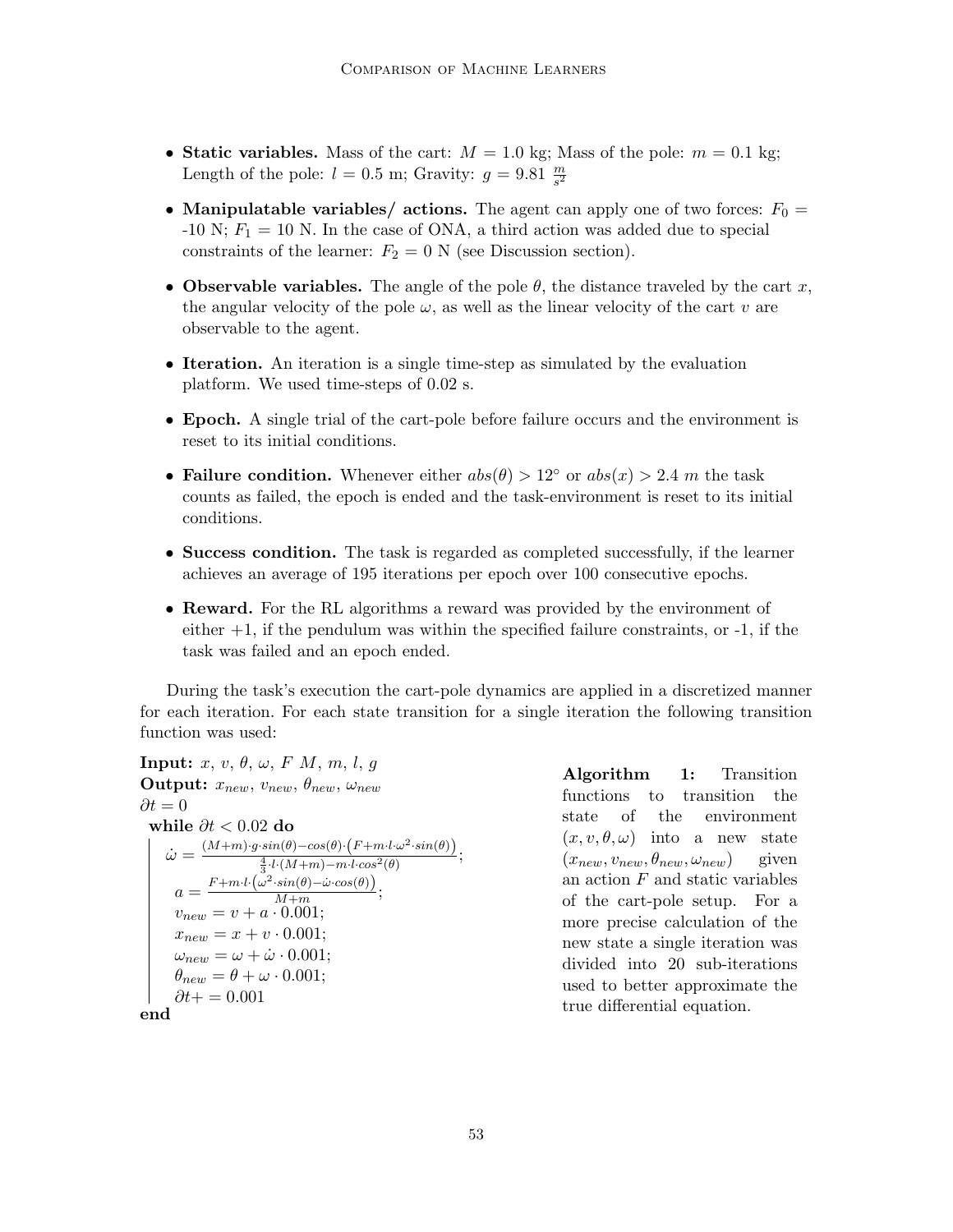- **Static variables.** Mass of the cart: $M = 1.0$ kg; Mass of the pole: $m = 0.1$ kg; Length of the pole: $l = 0.5$ m; Gravity: $g = 9.81 \frac{m}{s^2}$
- **Manipulatable variables/ actions.** The agent can apply one of two forces: $F_0 =$ -10 N; $F_1 = 10$ N. In the case of ONA, a third action was added due to special constraints of the learner: $F_2 = 0$ N (see Discussion section).
- **Observable variables.** The angle of the pole $\theta$, the distance traveled by the cart $x$, the angular velocity of the pole $\omega$, as well as the linear velocity of the cart $v$ are observable to the agent.
- **Iteration.** An iteration is a single time-step as simulated by the evaluation platform. We used time-steps of 0.02 s.
- **Epoch.** A single trial of the cart-pole before failure occurs and the environment is reset to its initial conditions.
- **Failure condition.** Whenever either $abs(\theta) > 12^\circ$ or $abs(x) > 2.4$ $m$ the task counts as failed, the epoch is ended and the task-environment is reset to its initial conditions.
- **Success condition.** The task is regarded as completed successfully, if the learner achieves an average of 195 iterations per epoch over 100 consecutive epochs.
- **Reward.** For the RL algorithms a reward was provided by the environment of either +1, if the pendulum was within the specified failure constraints, or -1, if the task was failed and an epoch ended.

During the task's execution the cart-pole dynamics are applied in a discretized manner for each iteration. For each state transition for a single iteration the following transition function was used:

**Input:** $x$, $v$, $\theta$, $\omega$, $F$ $M$, $m$, $l$, $g$
**Output:** $x_{new}$, $v_{new}$, $\theta_{new}$, $\omega_{new}$
$\partial t = 0$
**while** $\partial t < 0.02$ **do**

$$\dot{\omega} = \frac{(M+m)\cdot g \cdot sin(\theta) - cos(\theta)\cdot\left(F + m \cdot l \cdot \omega^2 \cdot sin(\theta)\right)}{\frac{4}{3}\cdot l \cdot (M+m) - m \cdot l \cdot cos^2(\theta)};$$

$$a = \frac{F + m \cdot l \cdot \left(\omega^2 \cdot sin(\theta) - \dot{\omega} \cdot cos(\theta)\right)}{M+m};$$

$v_{new} = v + a \cdot 0.001;$
$x_{new} = x + v \cdot 0.001;$
$\omega_{new} = \omega + \dot{\omega} \cdot 0.001;$
$\theta_{new} = \theta + \omega \cdot 0.001;$
$\partial t += 0.001$

**end**

**Algorithm 1:** Transition functions to transition the state of the environment $(x, v, \theta, \omega)$ into a new state $(x_{new}, v_{new}, \theta_{new}, \omega_{new})$ given an action $F$ and static variables of the cart-pole setup. For a more precise calculation of the new state a single iteration was divided into 20 sub-iterations used to better approximate the true differential equation.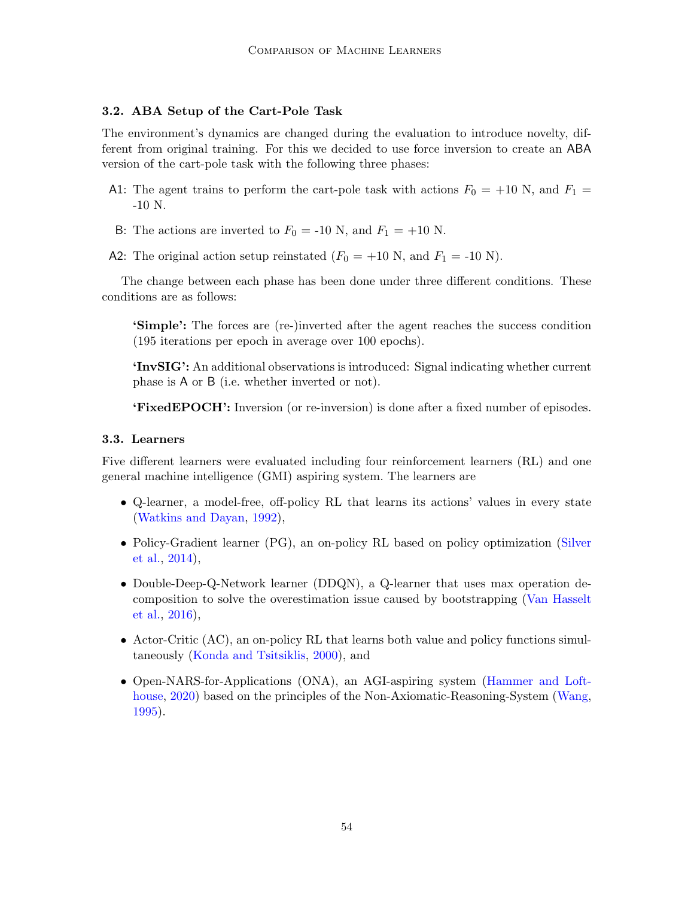### 3.2. ABA Setup of the Cart-Pole Task

The environment's dynamics are changed during the evaluation to introduce novelty, different from original training. For this we decided to use force inversion to create an ABA version of the cart-pole task with the following three phases:

- A1: The agent trains to perform the cart-pole task with actions $F_0$ = +10 N, and $F_1$ = -10 N.
- B: The actions are inverted to $F_0$ = -10 N, and $F_1$ = +10 N.
- A2: The original action setup reinstated ($F_0$ = +10 N, and $F_1$ = -10 N).

The change between each phase has been done under three different conditions. These conditions are as follows:

> **'Simple':** The forces are (re-)inverted after the agent reaches the success condition (195 iterations per epoch in average over 100 epochs).
>
> **'InvSIG':** An additional observations is introduced: Signal indicating whether current phase is A or B (i.e. whether inverted or not).
>
> **'FixedEPOCH':** Inversion (or re-inversion) is done after a fixed number of episodes.

### 3.3. Learners

Five different learners were evaluated including four reinforcement learners (RL) and one general machine intelligence (GMI) aspiring system. The learners are

- Q-learner, a model-free, off-policy RL that learns its actions' values in every state (Watkins and Dayan, 1992),
- Policy-Gradient learner (PG), an on-policy RL based on policy optimization (Silver et al., 2014),
- Double-Deep-Q-Network learner (DDQN), a Q-learner that uses max operation decomposition to solve the overestimation issue caused by bootstrapping (Van Hasselt et al., 2016),
- Actor-Critic (AC), an on-policy RL that learns both value and policy functions simultaneously (Konda and Tsitsiklis, 2000), and
- Open-NARS-for-Applications (ONA), an AGI-aspiring system (Hammer and Lofthouse, 2020) based on the principles of the Non-Axiomatic-Reasoning-System (Wang, 1995).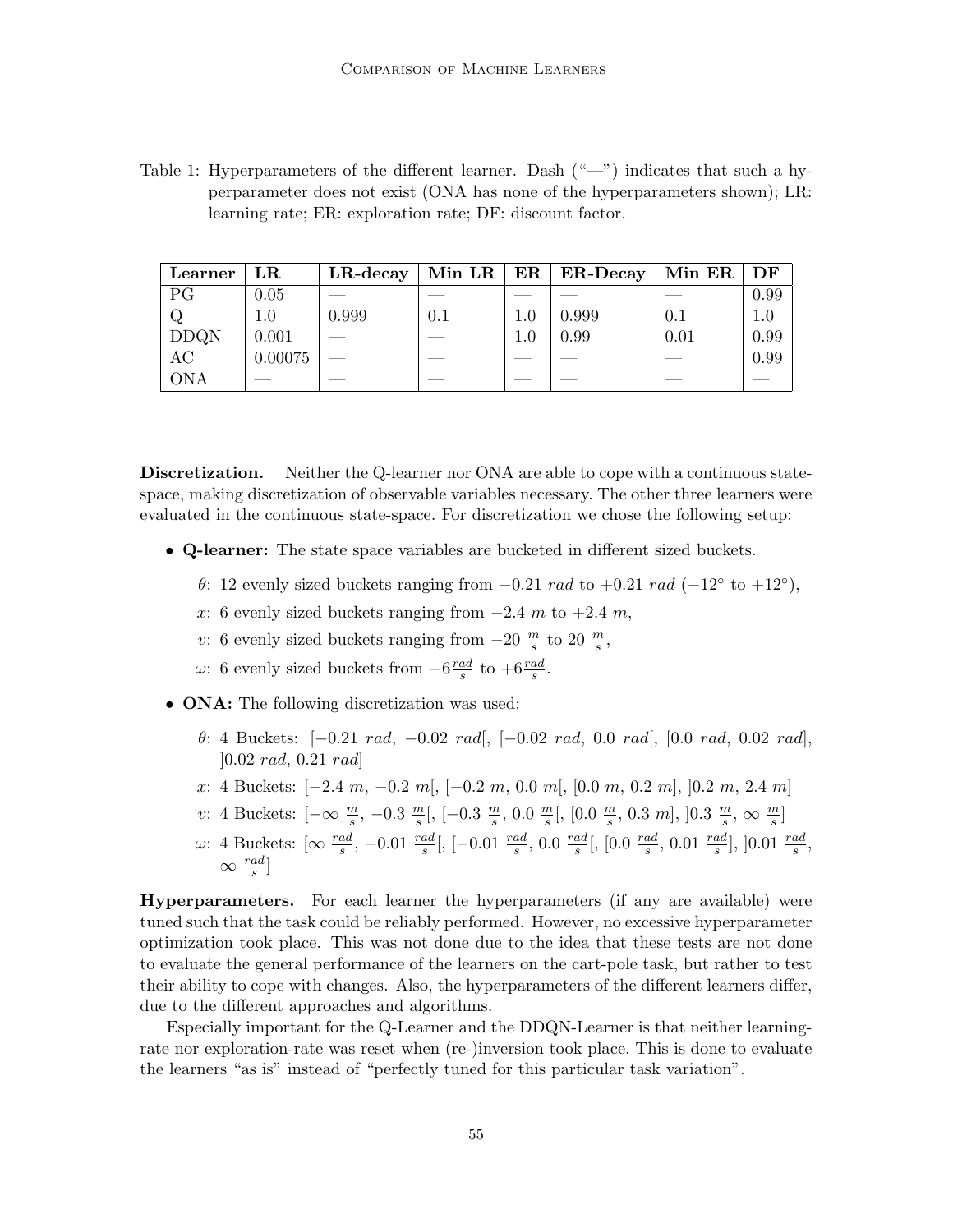Table 1: Hyperparameters of the different learner. Dash ("—") indicates that such a hyperparameter does not exist (ONA has none of the hyperparameters shown); LR: learning rate; ER: exploration rate; DF: discount factor.

| Learner | LR | LR-decay | Min LR | ER | ER-Decay | Min ER | DF |
|---|---|---|---|---|---|---|---|
| PG | 0.05 | — | — | — | — | — | 0.99 |
| Q | 1.0 | 0.999 | 0.1 | 1.0 | 0.999 | 0.1 | 1.0 |
| DDQN | 0.001 | — | — | 1.0 | 0.99 | 0.01 | 0.99 |
| AC | 0.00075 | — | — | — | — | — | 0.99 |
| ONA | — | — | — | — | — | — | — |

**Discretization.** Neither the Q-learner nor ONA are able to cope with a continuous state-space, making discretization of observable variables necessary. The other three learners were evaluated in the continuous state-space. For discretization we chose the following setup:

- **Q-learner:** The state space variables are bucketed in different sized buckets.
  - $\theta$: 12 evenly sized buckets ranging from $-0.21$ *rad* to $+0.21$ *rad* ($-12^\circ$ to $+12^\circ$),
  - $x$: 6 evenly sized buckets ranging from $-2.4$ *m* to $+2.4$ *m*,
  - $v$: 6 evenly sized buckets ranging from $-20\ \frac{m}{s}$ to $20\ \frac{m}{s}$,
  - $\omega$: 6 evenly sized buckets from $-6\frac{rad}{s}$ to $+6\frac{rad}{s}$.
- **ONA:** The following discretization was used:
  - $\theta$: 4 Buckets: $[-0.21\ rad, -0.02\ rad[$, $[-0.02\ rad, 0.0\ rad[$, $[0.0\ rad, 0.02\ rad]$, $]0.02\ rad, 0.21\ rad]$
  - $x$: 4 Buckets: $[-2.4\ m, -0.2\ m[$, $[-0.2\ m, 0.0\ m[$, $[0.0\ m, 0.2\ m]$, $]0.2\ m, 2.4\ m]$
  - $v$: 4 Buckets: $[-\infty\ \frac{m}{s}, -0.3\ \frac{m}{s}[$, $[-0.3\ \frac{m}{s}, 0.0\ \frac{m}{s}[$, $[0.0\ \frac{m}{s}, 0.3\ m]$, $]0.3\ \frac{m}{s}, \infty\ \frac{m}{s}]$
  - $\omega$: 4 Buckets: $[\infty\ \frac{rad}{s}, -0.01\ \frac{rad}{s}[$, $[-0.01\ \frac{rad}{s}, 0.0\ \frac{rad}{s}[$, $[0.0\ \frac{rad}{s}, 0.01\ \frac{rad}{s}]$, $]0.01\ \frac{rad}{s}, \infty\ \frac{rad}{s}]$

**Hyperparameters.** For each learner the hyperparameters (if any are available) were tuned such that the task could be reliably performed. However, no excessive hyperparameter optimization took place. This was not done due to the idea that these tests are not done to evaluate the general performance of the learners on the cart-pole task, but rather to test their ability to cope with changes. Also, the hyperparameters of the different learners differ, due to the different approaches and algorithms.

Especially important for the Q-Learner and the DDQN-Learner is that neither learning-rate nor exploration-rate was reset when (re-)inversion took place. This is done to evaluate the learners "as is" instead of "perfectly tuned for this particular task variation".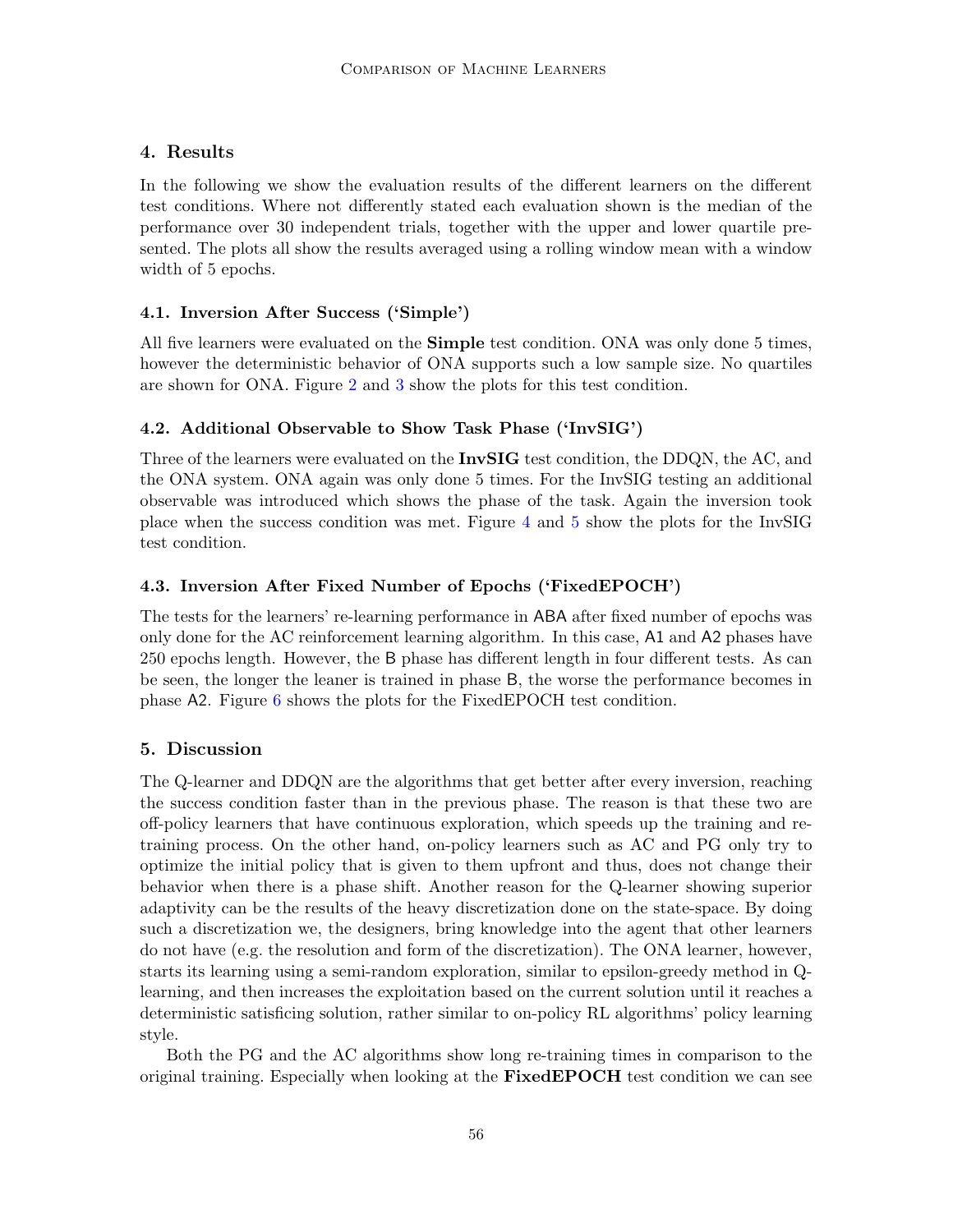## 4. Results

In the following we show the evaluation results of the different learners on the different test conditions. Where not differently stated each evaluation shown is the median of the performance over 30 independent trials, together with the upper and lower quartile presented. The plots all show the results averaged using a rolling window mean with a window width of 5 epochs.

### 4.1. Inversion After Success ('Simple')

All five learners were evaluated on the **Simple** test condition. ONA was only done 5 times, however the deterministic behavior of ONA supports such a low sample size. No quartiles are shown for ONA. Figure 2 and 3 show the plots for this test condition.

### 4.2. Additional Observable to Show Task Phase ('InvSIG')

Three of the learners were evaluated on the **InvSIG** test condition, the DDQN, the AC, and the ONA system. ONA again was only done 5 times. For the InvSIG testing an additional observable was introduced which shows the phase of the task. Again the inversion took place when the success condition was met. Figure 4 and 5 show the plots for the InvSIG test condition.

### 4.3. Inversion After Fixed Number of Epochs ('FixedEPOCH')

The tests for the learners' re-learning performance in ABA after fixed number of epochs was only done for the AC reinforcement learning algorithm. In this case, A1 and A2 phases have 250 epochs length. However, the B phase has different length in four different tests. As can be seen, the longer the leaner is trained in phase B, the worse the performance becomes in phase A2. Figure 6 shows the plots for the FixedEPOCH test condition.

## 5. Discussion

The Q-learner and DDQN are the algorithms that get better after every inversion, reaching the success condition faster than in the previous phase. The reason is that these two are off-policy learners that have continuous exploration, which speeds up the training and re-training process. On the other hand, on-policy learners such as AC and PG only try to optimize the initial policy that is given to them upfront and thus, does not change their behavior when there is a phase shift. Another reason for the Q-learner showing superior adaptivity can be the results of the heavy discretization done on the state-space. By doing such a discretization we, the designers, bring knowledge into the agent that other learners do not have (e.g. the resolution and form of the discretization). The ONA learner, however, starts its learning using a semi-random exploration, similar to epsilon-greedy method in Q-learning, and then increases the exploitation based on the current solution until it reaches a deterministic satisficing solution, rather similar to on-policy RL algorithms' policy learning style.

Both the PG and the AC algorithms show long re-training times in comparison to the original training. Especially when looking at the **FixedEPOCH** test condition we can see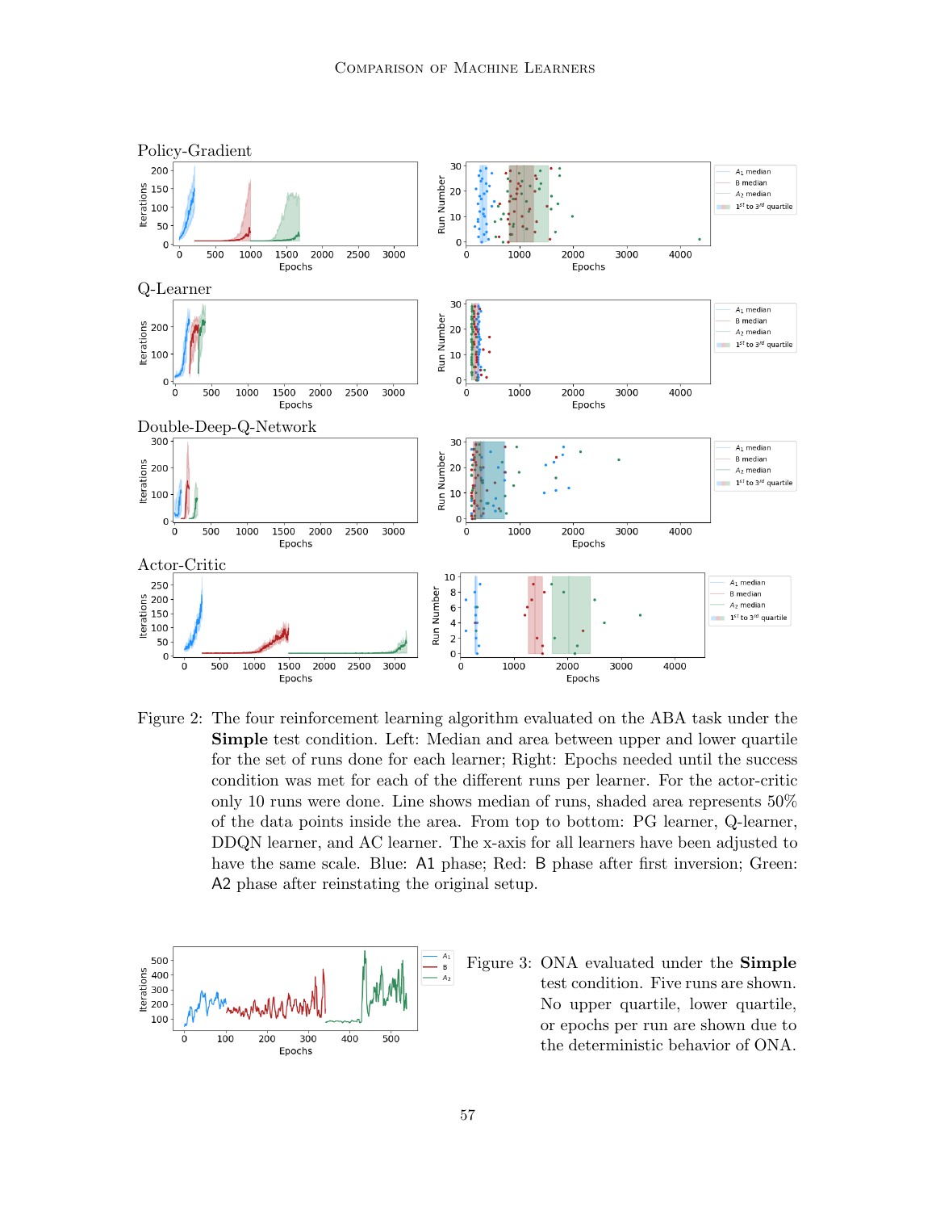Figure 2: The four reinforcement learning algorithm evaluated on the ABA task under the **Simple** test condition. Left: Median and area between upper and lower quartile for the set of runs done for each learner; Right: Epochs needed until the success condition was met for each of the different runs per learner. For the actor-critic only 10 runs were done. Line shows median of runs, shaded area represents 50% of the data points inside the area. From top to bottom: PG learner, Q-learner, DDQN learner, and AC learner. The x-axis for all learners have been adjusted to have the same scale. Blue: A1 phase; Red: B phase after first inversion; Green: A2 phase after reinstating the original setup.

Figure 3: ONA evaluated under the **Simple** test condition. Five runs are shown. No upper quartile, lower quartile, or epochs per run are shown due to the deterministic behavior of ONA.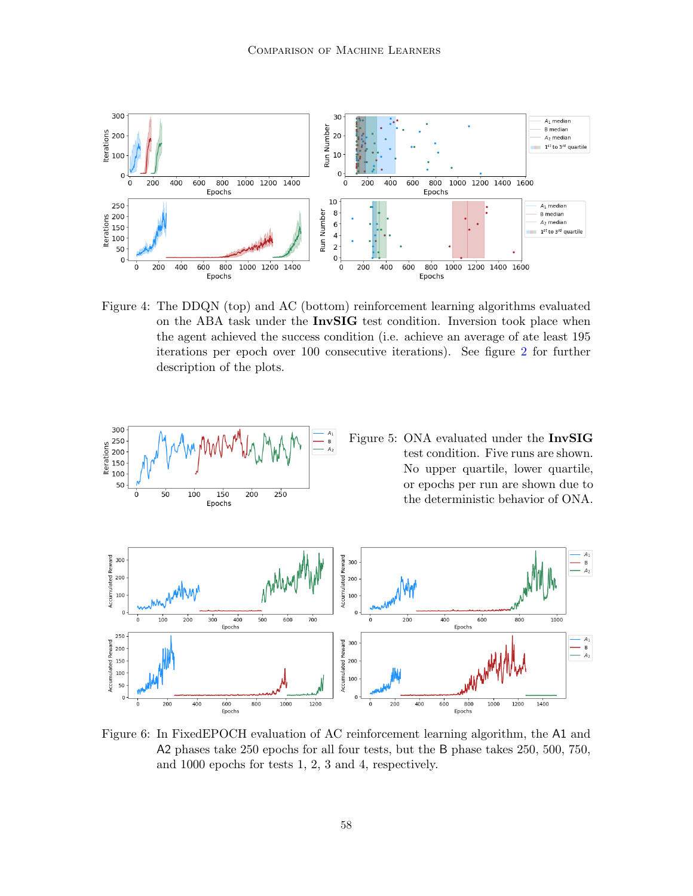Figure 4: The DDQN (top) and AC (bottom) reinforcement learning algorithms evaluated on the ABA task under the **InvSIG** test condition. Inversion took place when the agent achieved the success condition (i.e. achieve an average of ate least 195 iterations per epoch over 100 consecutive iterations). See figure 2 for further description of the plots.

Figure 5: ONA evaluated under the **InvSIG** test condition. Five runs are shown. No upper quartile, lower quartile, or epochs per run are shown due to the deterministic behavior of ONA.

Figure 6: In FixedEPOCH evaluation of AC reinforcement learning algorithm, the A1 and A2 phases take 250 epochs for all four tests, but the B phase takes 250, 500, 750, and 1000 epochs for tests 1, 2, 3 and 4, respectively.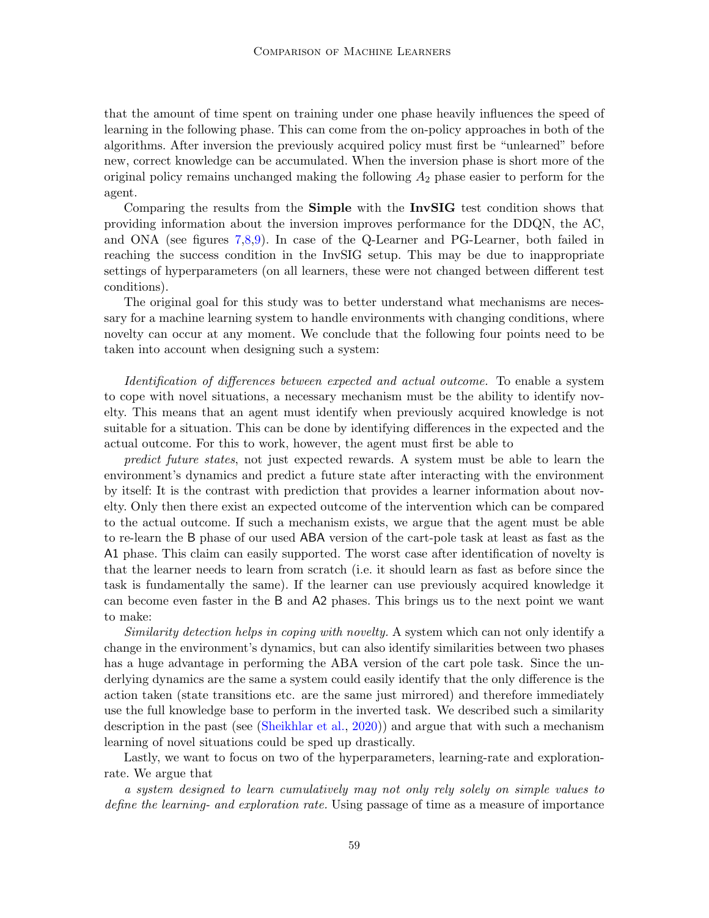that the amount of time spent on training under one phase heavily influences the speed of learning in the following phase. This can come from the on-policy approaches in both of the algorithms. After inversion the previously acquired policy must first be "unlearned" before new, correct knowledge can be accumulated. When the inversion phase is short more of the original policy remains unchanged making the following $A_2$ phase easier to perform for the agent.

Comparing the results from the **Simple** with the **InvSIG** test condition shows that providing information about the inversion improves performance for the DDQN, the AC, and ONA (see figures 7,8,9). In case of the Q-Learner and PG-Learner, both failed in reaching the success condition in the InvSIG setup. This may be due to inappropriate settings of hyperparameters (on all learners, these were not changed between different test conditions).

The original goal for this study was to better understand what mechanisms are necessary for a machine learning system to handle environments with changing conditions, where novelty can occur at any moment. We conclude that the following four points need to be taken into account when designing such a system:

*Identification of differences between expected and actual outcome.* To enable a system to cope with novel situations, a necessary mechanism must be the ability to identify novelty. This means that an agent must identify when previously acquired knowledge is not suitable for a situation. This can be done by identifying differences in the expected and the actual outcome. For this to work, however, the agent must first be able to

*predict future states*, not just expected rewards. A system must be able to learn the environment's dynamics and predict a future state after interacting with the environment by itself: It is the contrast with prediction that provides a learner information about novelty. Only then there exist an expected outcome of the intervention which can be compared to the actual outcome. If such a mechanism exists, we argue that the agent must be able to re-learn the B phase of our used ABA version of the cart-pole task at least as fast as the A1 phase. This claim can easily supported. The worst case after identification of novelty is that the learner needs to learn from scratch (i.e. it should learn as fast as before since the task is fundamentally the same). If the learner can use previously acquired knowledge it can become even faster in the B and A2 phases. This brings us to the next point we want to make:

*Similarity detection helps in coping with novelty.* A system which can not only identify a change in the environment's dynamics, but can also identify similarities between two phases has a huge advantage in performing the ABA version of the cart pole task. Since the underlying dynamics are the same a system could easily identify that the only difference is the action taken (state transitions etc. are the same just mirrored) and therefore immediately use the full knowledge base to perform in the inverted task. We described such a similarity description in the past (see (Sheikhlar et al., 2020)) and argue that with such a mechanism learning of novel situations could be sped up drastically.

Lastly, we want to focus on two of the hyperparameters, learning-rate and exploration-rate. We argue that

*a system designed to learn cumulatively may not only rely solely on simple values to define the learning- and exploration rate.* Using passage of time as a measure of importance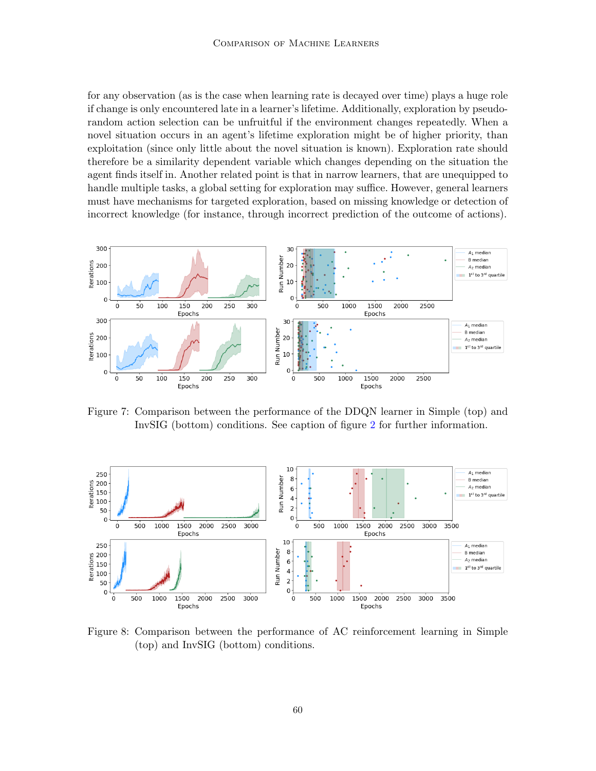for any observation (as is the case when learning rate is decayed over time) plays a huge role if change is only encountered late in a learner's lifetime. Additionally, exploration by pseudo-random action selection can be unfruitful if the environment changes repeatedly. When a novel situation occurs in an agent's lifetime exploration might be of higher priority, than exploitation (since only little about the novel situation is known). Exploration rate should therefore be a similarity dependent variable which changes depending on the situation the agent finds itself in. Another related point is that in narrow learners, that are unequipped to handle multiple tasks, a global setting for exploration may suffice. However, general learners must have mechanisms for targeted exploration, based on missing knowledge or detection of incorrect knowledge (for instance, through incorrect prediction of the outcome of actions).

Figure 7: Comparison between the performance of the DDQN learner in Simple (top) and InvSIG (bottom) conditions. See caption of figure 2 for further information.

Figure 8: Comparison between the performance of AC reinforcement learning in Simple (top) and InvSIG (bottom) conditions.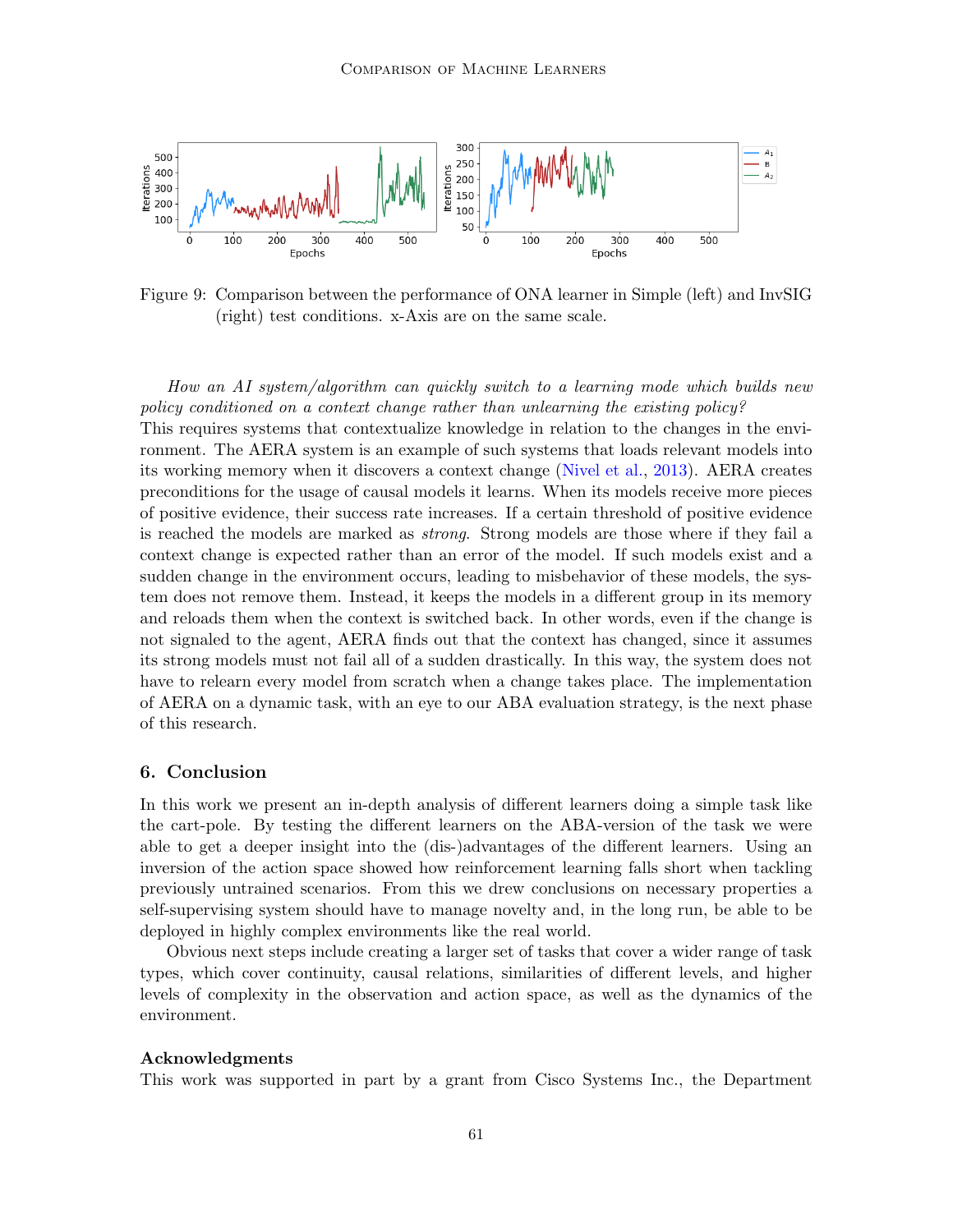Figure 9: Comparison between the performance of ONA learner in Simple (left) and InvSIG (right) test conditions. x-Axis are on the same scale.

*How an AI system/algorithm can quickly switch to a learning mode which builds new policy conditioned on a context change rather than unlearning the existing policy?* This requires systems that contextualize knowledge in relation to the changes in the environment. The AERA system is an example of such systems that loads relevant models into its working memory when it discovers a context change (Nivel et al., 2013). AERA creates preconditions for the usage of causal models it learns. When its models receive more pieces of positive evidence, their success rate increases. If a certain threshold of positive evidence is reached the models are marked as *strong*. Strong models are those where if they fail a context change is expected rather than an error of the model. If such models exist and a sudden change in the environment occurs, leading to misbehavior of these models, the system does not remove them. Instead, it keeps the models in a different group in its memory and reloads them when the context is switched back. In other words, even if the change is not signaled to the agent, AERA finds out that the context has changed, since it assumes its strong models must not fail all of a sudden drastically. In this way, the system does not have to relearn every model from scratch when a change takes place. The implementation of AERA on a dynamic task, with an eye to our ABA evaluation strategy, is the next phase of this research.

## 6. Conclusion

In this work we present an in-depth analysis of different learners doing a simple task like the cart-pole. By testing the different learners on the ABA-version of the task we were able to get a deeper insight into the (dis-)advantages of the different learners. Using an inversion of the action space showed how reinforcement learning falls short when tackling previously untrained scenarios. From this we drew conclusions on necessary properties a self-supervising system should have to manage novelty and, in the long run, be able to be deployed in highly complex environments like the real world.

Obvious next steps include creating a larger set of tasks that cover a wider range of task types, which cover continuity, causal relations, similarities of different levels, and higher levels of complexity in the observation and action space, as well as the dynamics of the environment.

### Acknowledgments

This work was supported in part by a grant from Cisco Systems Inc., the Department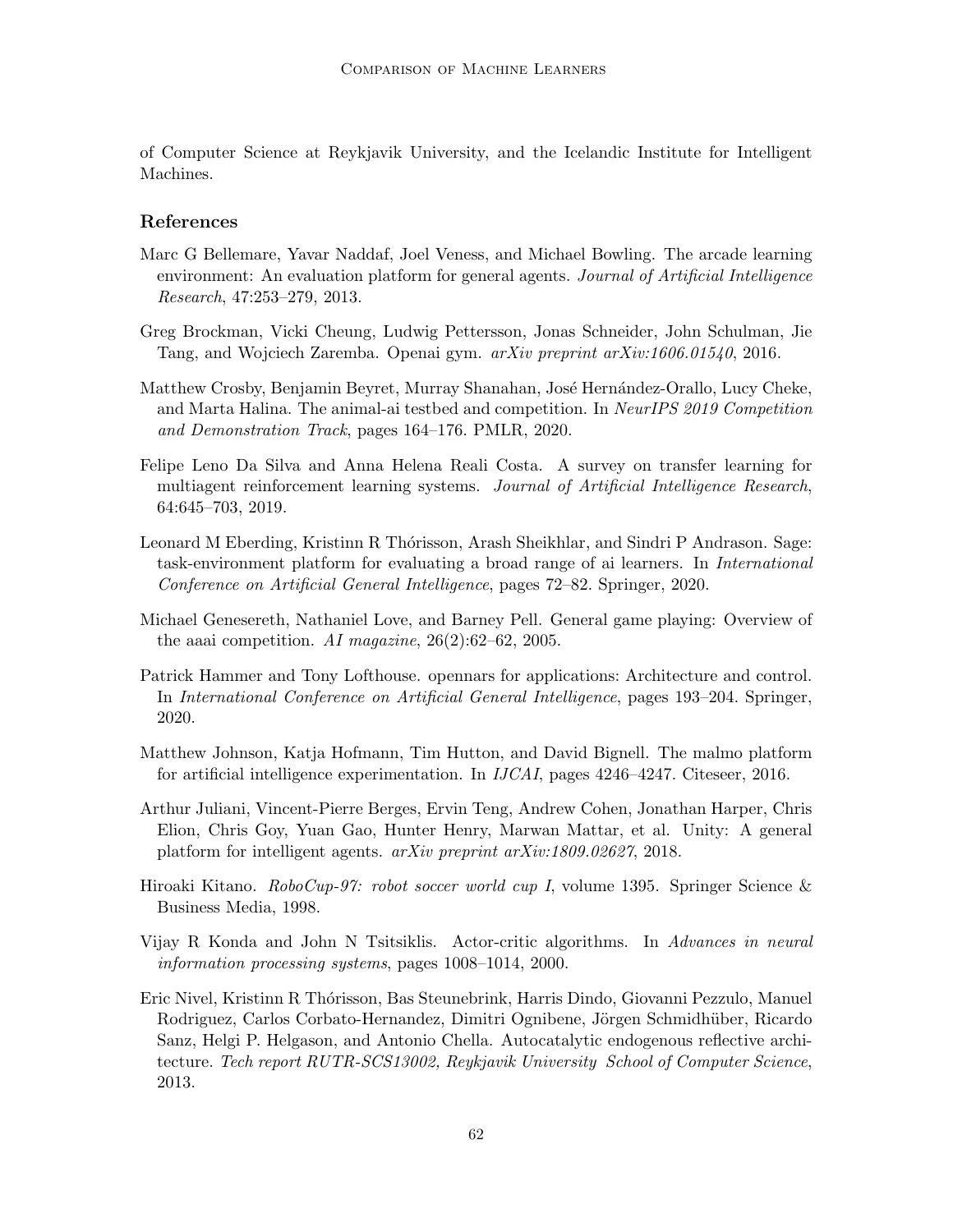of Computer Science at Reykjavik University, and the Icelandic Institute for Intelligent Machines.

## References

Marc G Bellemare, Yavar Naddaf, Joel Veness, and Michael Bowling. The arcade learning environment: An evaluation platform for general agents. *Journal of Artificial Intelligence Research*, 47:253–279, 2013.

Greg Brockman, Vicki Cheung, Ludwig Pettersson, Jonas Schneider, John Schulman, Jie Tang, and Wojciech Zaremba. Openai gym. *arXiv preprint arXiv:1606.01540*, 2016.

Matthew Crosby, Benjamin Beyret, Murray Shanahan, José Hernández-Orallo, Lucy Cheke, and Marta Halina. The animal-ai testbed and competition. In *NeurIPS 2019 Competition and Demonstration Track*, pages 164–176. PMLR, 2020.

Felipe Leno Da Silva and Anna Helena Reali Costa. A survey on transfer learning for multiagent reinforcement learning systems. *Journal of Artificial Intelligence Research*, 64:645–703, 2019.

Leonard M Eberding, Kristinn R Thórisson, Arash Sheikhlar, and Sindri P Andrason. Sage: task-environment platform for evaluating a broad range of ai learners. In *International Conference on Artificial General Intelligence*, pages 72–82. Springer, 2020.

Michael Genesereth, Nathaniel Love, and Barney Pell. General game playing: Overview of the aaai competition. *AI magazine*, 26(2):62–62, 2005.

Patrick Hammer and Tony Lofthouse. opennars for applications: Architecture and control. In *International Conference on Artificial General Intelligence*, pages 193–204. Springer, 2020.

Matthew Johnson, Katja Hofmann, Tim Hutton, and David Bignell. The malmo platform for artificial intelligence experimentation. In *IJCAI*, pages 4246–4247. Citeseer, 2016.

Arthur Juliani, Vincent-Pierre Berges, Ervin Teng, Andrew Cohen, Jonathan Harper, Chris Elion, Chris Goy, Yuan Gao, Hunter Henry, Marwan Mattar, et al. Unity: A general platform for intelligent agents. *arXiv preprint arXiv:1809.02627*, 2018.

Hiroaki Kitano. *RoboCup-97: robot soccer world cup I*, volume 1395. Springer Science & Business Media, 1998.

Vijay R Konda and John N Tsitsiklis. Actor-critic algorithms. In *Advances in neural information processing systems*, pages 1008–1014, 2000.

Eric Nivel, Kristinn R Thórisson, Bas Steunebrink, Harris Dindo, Giovanni Pezzulo, Manuel Rodriguez, Carlos Corbato-Hernandez, Dimitri Ognibene, Jörgen Schmidhüber, Ricardo Sanz, Helgi P. Helgason, and Antonio Chella. Autocatalytic endogenous reflective architecture. *Tech report RUTR-SCS13002, Reykjavik University School of Computer Science*, 2013.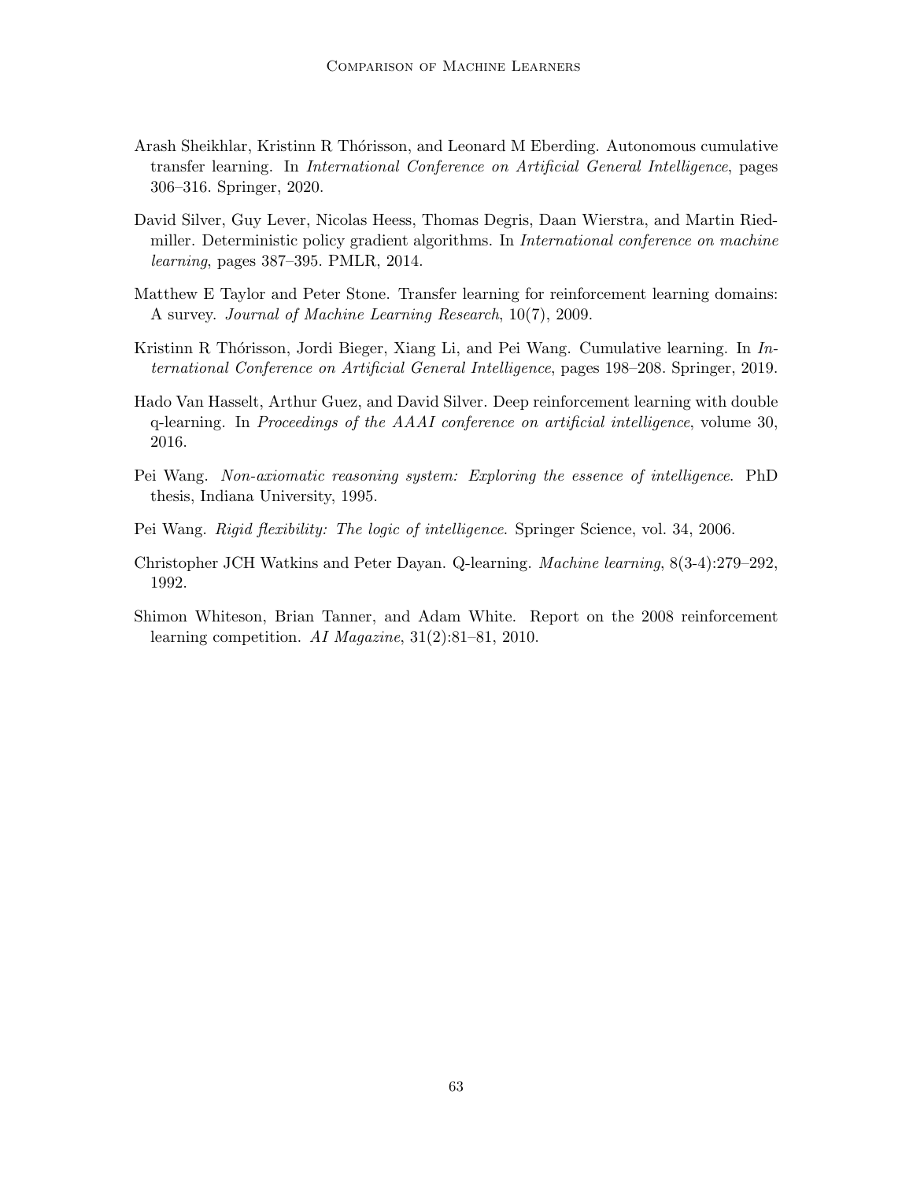Arash Sheikhlar, Kristinn R Thórisson, and Leonard M Eberding. Autonomous cumulative transfer learning. In *International Conference on Artificial General Intelligence*, pages 306–316. Springer, 2020.

David Silver, Guy Lever, Nicolas Heess, Thomas Degris, Daan Wierstra, and Martin Riedmiller. Deterministic policy gradient algorithms. In *International conference on machine learning*, pages 387–395. PMLR, 2014.

Matthew E Taylor and Peter Stone. Transfer learning for reinforcement learning domains: A survey. *Journal of Machine Learning Research*, 10(7), 2009.

Kristinn R Thórisson, Jordi Bieger, Xiang Li, and Pei Wang. Cumulative learning. In *International Conference on Artificial General Intelligence*, pages 198–208. Springer, 2019.

Hado Van Hasselt, Arthur Guez, and David Silver. Deep reinforcement learning with double q-learning. In *Proceedings of the AAAI conference on artificial intelligence*, volume 30, 2016.

Pei Wang. *Non-axiomatic reasoning system: Exploring the essence of intelligence*. PhD thesis, Indiana University, 1995.

Pei Wang. *Rigid flexibility: The logic of intelligence*. Springer Science, vol. 34, 2006.

Christopher JCH Watkins and Peter Dayan. Q-learning. *Machine learning*, 8(3-4):279–292, 1992.

Shimon Whiteson, Brian Tanner, and Adam White. Report on the 2008 reinforcement learning competition. *AI Magazine*, 31(2):81–81, 2010.